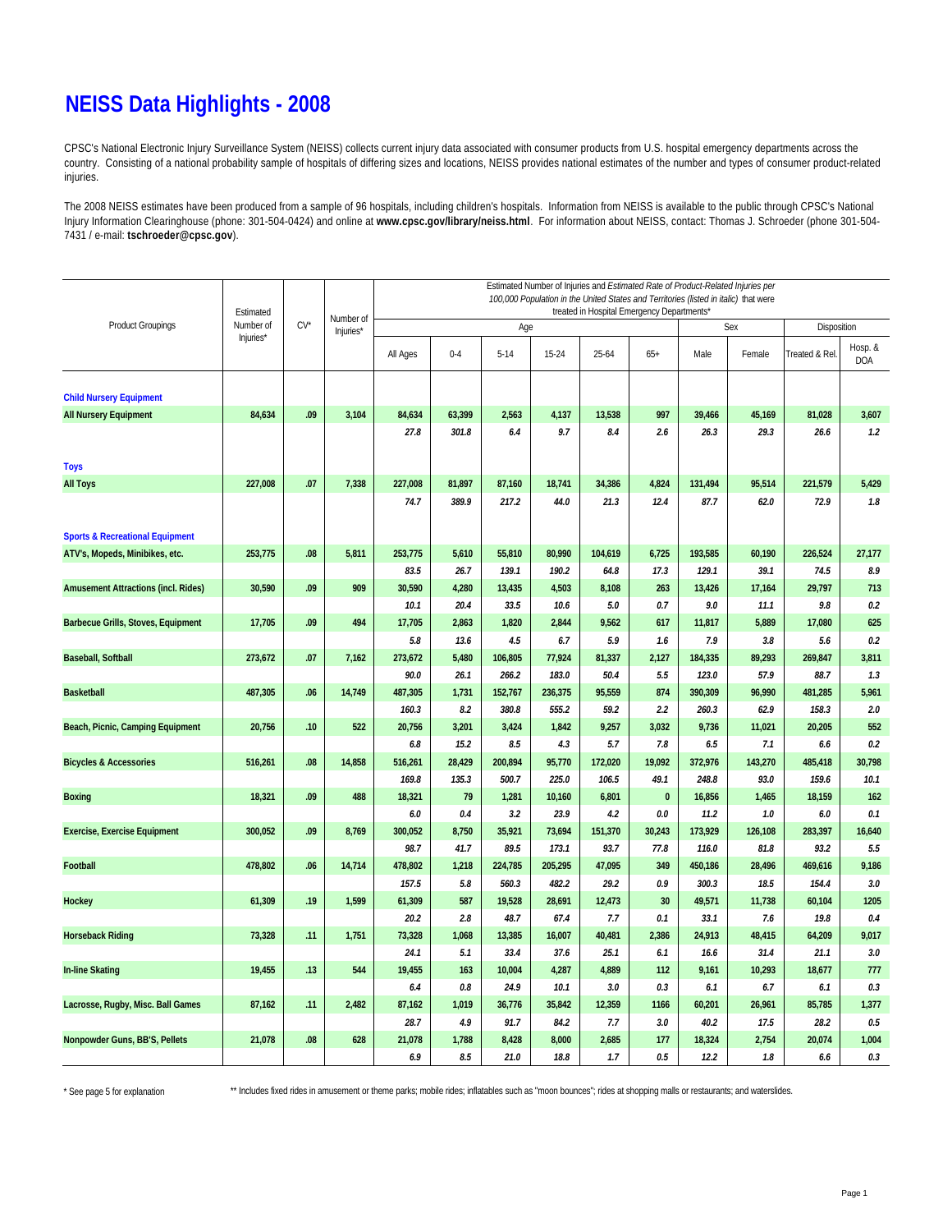# NEISS Data Highlights - 2008

CPSC's National Electronic Injury Surveillance System (NEISS) collects current injury data associated with consumer products from U.S. hospital emergency departments across the country. Consisting of a national probability sample of hospitals of differing sizes and locations, NEISS provides national estimates of the number and types of consumer product-related injuries.

The 2008 NEISS estimates have been produced from a sample of 96 hospitals, including children's hospitals. Information from NEISS is available to the public through CPSC's National Injury Information Clearinghouse (phone: 301-504-0424) and online at **www.cpsc.gov/library/neiss.html**. For information about NEISS, contact: Thomas J. Schroeder (phone 301-504-7431 / e-mail: **tschroeder@cpsc.gov**).

| Product Groupings | Estimated Number of Injuries* | CV* | Number of Injuries* | Estimated Number of Injuries and *Estimated Rate of Product-Related Injuries per 100,000 Population in the United States and Territories (listed in italic)* that were treated in Hospital Emergency Departments* | | | | | | | | | |
|---|---|---|---|---|---|---|---|---|---|---|---|---|---|
| | | | | Age | | | | | | Sex | | Disposition | |
| | | | | All Ages | 0-4 | 5-14 | 15-24 | 25-64 | 65+ | Male | Female | Treated & Rel. | Hosp. & DOA |
| **Child Nursery Equipment** | | | | | | | | | | | | | |
| **All Nursery Equipment** | 84,634 | .09 | 3,104 | 84,634 | 63,399 | 2,563 | 4,137 | 13,538 | 997 | 39,466 | 45,169 | 81,028 | 3,607 |
| | | | | *27.8* | *301.8* | *6.4* | *9.7* | *8.4* | *2.6* | *26.3* | *29.3* | *26.6* | *1.2* |
| **Toys** | | | | | | | | | | | | | |
| **All Toys** | 227,008 | .07 | 7,338 | 227,008 | 81,897 | 87,160 | 18,741 | 34,386 | 4,824 | 131,494 | 95,514 | 221,579 | 5,429 |
| | | | | *74.7* | *389.9* | *217.2* | *44.0* | *21.3* | *12.4* | *87.7* | *62.0* | *72.9* | *1.8* |
| **Sports & Recreational Equipment** | | | | | | | | | | | | | |
| **ATV's, Mopeds, Minibikes, etc.** | 253,775 | .08 | 5,811 | 253,775 | 5,610 | 55,810 | 80,990 | 104,619 | 6,725 | 193,585 | 60,190 | 226,524 | 27,177 |
| | | | | *83.5* | *26.7* | *139.1* | *190.2* | *64.8* | *17.3* | *129.1* | *39.1* | *74.5* | *8.9* |
| **Amusement Attractions (incl. Rides)** | 30,590 | .09 | 909 | 30,590 | 4,280 | 13,435 | 4,503 | 8,108 | 263 | 13,426 | 17,164 | 29,797 | 713 |
| | | | | *10.1* | *20.4* | *33.5* | *10.6* | *5.0* | *0.7* | *9.0* | *11.1* | *9.8* | *0.2* |
| **Barbecue Grills, Stoves, Equipment** | 17,705 | .09 | 494 | 17,705 | 2,863 | 1,820 | 2,844 | 9,562 | 617 | 11,817 | 5,889 | 17,080 | 625 |
| | | | | *5.8* | *13.6* | *4.5* | *6.7* | *5.9* | *1.6* | *7.9* | *3.8* | *5.6* | *0.2* |
| **Baseball, Softball** | 273,672 | .07 | 7,162 | 273,672 | 5,480 | 106,805 | 77,924 | 81,337 | 2,127 | 184,335 | 89,293 | 269,847 | 3,811 |
| | | | | *90.0* | *26.1* | *266.2* | *183.0* | *50.4* | *5.5* | *123.0* | *57.9* | *88.7* | *1.3* |
| **Basketball** | 487,305 | .06 | 14,749 | 487,305 | 1,731 | 152,767 | 236,375 | 95,559 | 874 | 390,309 | 96,990 | 481,285 | 5,961 |
| | | | | *160.3* | *8.2* | *380.8* | *555.2* | *59.2* | *2.2* | *260.3* | *62.9* | *158.3* | *2.0* |
| **Beach, Picnic, Camping Equipment** | 20,756 | .10 | 522 | 20,756 | 3,201 | 3,424 | 1,842 | 9,257 | 3,032 | 9,736 | 11,021 | 20,205 | 552 |
| | | | | *6.8* | *15.2* | *8.5* | *4.3* | *5.7* | *7.8* | *6.5* | *7.1* | *6.6* | *0.2* |
| **Bicycles & Accessories** | 516,261 | .08 | 14,858 | 516,261 | 28,429 | 200,894 | 95,770 | 172,020 | 19,092 | 372,976 | 143,270 | 485,418 | 30,798 |
| | | | | *169.8* | *135.3* | *500.7* | *225.0* | *106.5* | *49.1* | *248.8* | *93.0* | *159.6* | *10.1* |
| **Boxing** | 18,321 | .09 | 488 | 18,321 | 79 | 1,281 | 10,160 | 6,801 | 0 | 16,856 | 1,465 | 18,159 | 162 |
| | | | | *6.0* | *0.4* | *3.2* | *23.9* | *4.2* | *0.0* | *11.2* | *1.0* | *6.0* | *0.1* |
| **Exercise, Exercise Equipment** | 300,052 | .09 | 8,769 | 300,052 | 8,750 | 35,921 | 73,694 | 151,370 | 30,243 | 173,929 | 126,108 | 283,397 | 16,640 |
| | | | | *98.7* | *41.7* | *89.5* | *173.1* | *93.7* | *77.8* | *116.0* | *81.8* | *93.2* | *5.5* |
| **Football** | 478,802 | .06 | 14,714 | 478,802 | 1,218 | 224,785 | 205,295 | 47,095 | 349 | 450,186 | 28,496 | 469,616 | 9,186 |
| | | | | *157.5* | *5.8* | *560.3* | *482.2* | *29.2* | *0.9* | *300.3* | *18.5* | *154.4* | *3.0* |
| **Hockey** | 61,309 | .19 | 1,599 | 61,309 | 587 | 19,528 | 28,691 | 12,473 | 30 | 49,571 | 11,738 | 60,104 | 1205 |
| | | | | *20.2* | *2.8* | *48.7* | *67.4* | *7.7* | *0.1* | *33.1* | *7.6* | *19.8* | *0.4* |
| **Horseback Riding** | 73,328 | .11 | 1,751 | 73,328 | 1,068 | 13,385 | 16,007 | 40,481 | 2,386 | 24,913 | 48,415 | 64,209 | 9,017 |
| | | | | *24.1* | *5.1* | *33.4* | *37.6* | *25.1* | *6.1* | *16.6* | *31.4* | *21.1* | *3.0* |
| **In-line Skating** | 19,455 | .13 | 544 | 19,455 | 163 | 10,004 | 4,287 | 4,889 | 112 | 9,161 | 10,293 | 18,677 | 777 |
| | | | | *6.4* | *0.8* | *24.9* | *10.1* | *3.0* | *0.3* | *6.1* | *6.7* | *6.1* | *0.3* |
| **Lacrosse, Rugby, Misc. Ball Games** | 87,162 | .11 | 2,482 | 87,162 | 1,019 | 36,776 | 35,842 | 12,359 | 1166 | 60,201 | 26,961 | 85,785 | 1,377 |
| | | | | *28.7* | *4.9* | *91.7* | *84.2* | *7.7* | *3.0* | *40.2* | *17.5* | *28.2* | *0.5* |
| **Nonpowder Guns, BB'S, Pellets** | 21,078 | .08 | 628 | 21,078 | 1,788 | 8,428 | 8,000 | 2,685 | 177 | 18,324 | 2,754 | 20,074 | 1,004 |
| | | | | *6.9* | *8.5* | *21.0* | *18.8* | *1.7* | *0.5* | *12.2* | *1.8* | *6.6* | *0.3* |

\* See page 5 for explanation

** Includes fixed rides in amusement or theme parks; mobile rides; inflatables such as "moon bounces"; rides at shopping malls or restaurants; and waterslides.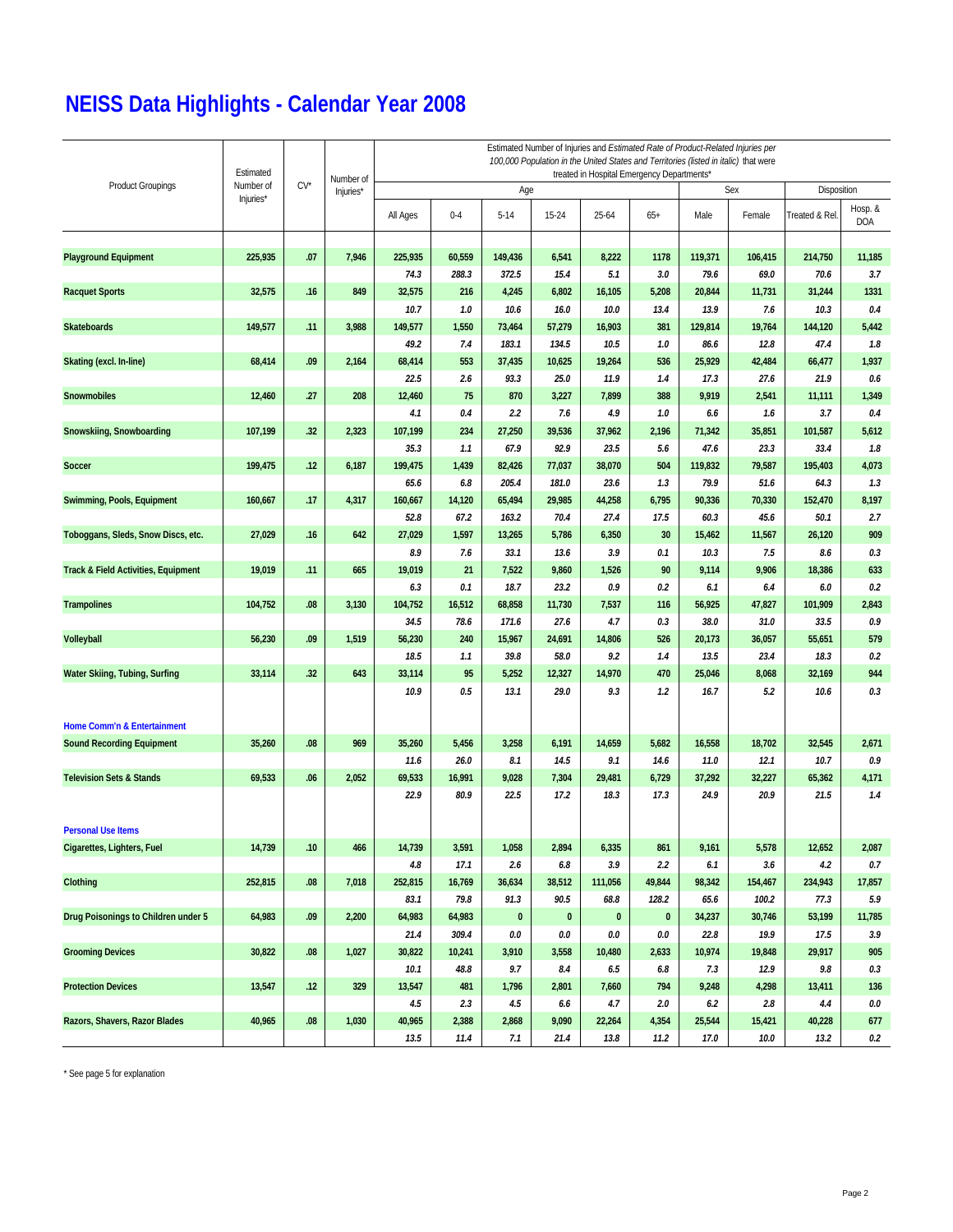# NEISS Data Highlights - Calendar Year 2008

| Product Groupings | Estimated Number of Injuries* | CV* | Number of Injuries* | Estimated Number of Injuries and *Estimated Rate of Product-Related Injuries per 100,000 Population in the United States and Territories (listed in italic)* that were treated in Hospital Emergency Departments* | | | | | | | | | |
|---|---|---|---|---|---|---|---|---|---|---|---|---|---|
| | | | | Age | | | | | | Sex | | Disposition | |
| | | | | All Ages | 0-4 | 5-14 | 15-24 | 25-64 | 65+ | Male | Female | Treated & Rel. | Hosp. & DOA |
| **Playground Equipment** | **225,935** | **.07** | **7,946** | **225,935** | **60,559** | **149,436** | **6,541** | **8,222** | **1178** | **119,371** | **106,415** | **214,750** | **11,185** |
| | | | | *74.3* | *288.3* | *372.5* | *15.4* | *5.1* | *3.0* | *79.6* | *69.0* | *70.6* | *3.7* |
| **Racquet Sports** | **32,575** | **.16** | **849** | **32,575** | **216** | **4,245** | **6,802** | **16,105** | **5,208** | **20,844** | **11,731** | **31,244** | **1331** |
| | | | | *10.7* | *1.0* | *10.6* | *16.0* | *10.0* | *13.4* | *13.9* | *7.6* | *10.3* | *0.4* |
| **Skateboards** | **149,577** | **.11** | **3,988** | **149,577** | **1,550** | **73,464** | **57,279** | **16,903** | **381** | **129,814** | **19,764** | **144,120** | **5,442** |
| | | | | *49.2* | *7.4* | *183.1* | *134.5* | *10.5* | *1.0* | *86.6* | *12.8* | *47.4* | *1.8* |
| **Skating (excl. In-line)** | **68,414** | **.09** | **2,164** | **68,414** | **553** | **37,435** | **10,625** | **19,264** | **536** | **25,929** | **42,484** | **66,477** | **1,937** |
| | | | | *22.5* | *2.6* | *93.3* | *25.0* | *11.9* | *1.4* | *17.3* | *27.6* | *21.9* | *0.6* |
| **Snowmobiles** | **12,460** | **.27** | **208** | **12,460** | **75** | **870** | **3,227** | **7,899** | **388** | **9,919** | **2,541** | **11,111** | **1,349** |
| | | | | *4.1* | *0.4* | *2.2* | *7.6* | *4.9* | *1.0* | *6.6* | *1.6* | *3.7* | *0.4* |
| **Snowskiing, Snowboarding** | **107,199** | **.32** | **2,323** | **107,199** | **234** | **27,250** | **39,536** | **37,962** | **2,196** | **71,342** | **35,851** | **101,587** | **5,612** |
| | | | | *35.3* | *1.1* | *67.9* | *92.9* | *23.5* | *5.6* | *47.6* | *23.3* | *33.4* | *1.8* |
| **Soccer** | **199,475** | **.12** | **6,187** | **199,475** | **1,439** | **82,426** | **77,037** | **38,070** | **504** | **119,832** | **79,587** | **195,403** | **4,073** |
| | | | | *65.6* | *6.8* | *205.4* | *181.0* | *23.6* | *1.3* | *79.9* | *51.6* | *64.3* | *1.3* |
| **Swimming, Pools, Equipment** | **160,667** | **.17** | **4,317** | **160,667** | **14,120** | **65,494** | **29,985** | **44,258** | **6,795** | **90,336** | **70,330** | **152,470** | **8,197** |
| | | | | *52.8* | *67.2* | *163.2* | *70.4* | *27.4* | *17.5* | *60.3* | *45.6* | *50.1* | *2.7* |
| **Toboggans, Sleds, Snow Discs, etc.** | **27,029** | **.16** | **642** | **27,029** | **1,597** | **13,265** | **5,786** | **6,350** | **30** | **15,462** | **11,567** | **26,120** | **909** |
| | | | | *8.9* | *7.6* | *33.1* | *13.6* | *3.9* | *0.1* | *10.3* | *7.5* | *8.6* | *0.3* |
| **Track & Field Activities, Equipment** | **19,019** | **.11** | **665** | **19,019** | **21** | **7,522** | **9,860** | **1,526** | **90** | **9,114** | **9,906** | **18,386** | **633** |
| | | | | *6.3* | *0.1* | *18.7* | *23.2* | *0.9* | *0.2* | *6.1* | *6.4* | *6.0* | *0.2* |
| **Trampolines** | **104,752** | **.08** | **3,130** | **104,752** | **16,512** | **68,858** | **11,730** | **7,537** | **116** | **56,925** | **47,827** | **101,909** | **2,843** |
| | | | | *34.5* | *78.6* | *171.6* | *27.6* | *4.7* | *0.3* | *38.0* | *31.0* | *33.5* | *0.9* |
| **Volleyball** | **56,230** | **.09** | **1,519** | **56,230** | **240** | **15,967** | **24,691** | **14,806** | **526** | **20,173** | **36,057** | **55,651** | **579** |
| | | | | *18.5* | *1.1* | *39.8* | *58.0* | *9.2* | *1.4* | *13.5* | *23.4* | *18.3* | *0.2* |
| **Water Skiing, Tubing, Surfing** | **33,114** | **.32** | **643** | **33,114** | **95** | **5,252** | **12,327** | **14,970** | **470** | **25,046** | **8,068** | **32,169** | **944** |
| | | | | *10.9* | *0.5* | *13.1* | *29.0* | *9.3* | *1.2* | *16.7* | *5.2* | *10.6* | *0.3* |
| **Home Comm'n & Entertainment** | | | | | | | | | | | | | |
| **Sound Recording Equipment** | **35,260** | **.08** | **969** | **35,260** | **5,456** | **3,258** | **6,191** | **14,659** | **5,682** | **16,558** | **18,702** | **32,545** | **2,671** |
| | | | | *11.6* | *26.0* | *8.1* | *14.5* | *9.1* | *14.6* | *11.0* | *12.1* | *10.7* | *0.9* |
| **Television Sets & Stands** | **69,533** | **.06** | **2,052** | **69,533** | **16,991** | **9,028** | **7,304** | **29,481** | **6,729** | **37,292** | **32,227** | **65,362** | **4,171** |
| | | | | *22.9* | *80.9* | *22.5* | *17.2* | *18.3* | *17.3* | *24.9* | *20.9* | *21.5* | *1.4* |
| **Personal Use Items** | | | | | | | | | | | | | |
| **Cigarettes, Lighters, Fuel** | **14,739** | **.10** | **466** | **14,739** | **3,591** | **1,058** | **2,894** | **6,335** | **861** | **9,161** | **5,578** | **12,652** | **2,087** |
| | | | | *4.8* | *17.1* | *2.6* | *6.8* | *3.9* | *2.2* | *6.1* | *3.6* | *4.2* | *0.7* |
| **Clothing** | **252,815** | **.08** | **7,018** | **252,815** | **16,769** | **36,634** | **38,512** | **111,056** | **49,844** | **98,342** | **154,467** | **234,943** | **17,857** |
| | | | | *83.1* | *79.8* | *91.3* | *90.5* | *68.8* | *128.2* | *65.6* | *100.2* | *77.3* | *5.9* |
| **Drug Poisonings to Children under 5** | **64,983** | **.09** | **2,200** | **64,983** | **64,983** | **0** | **0** | **0** | **0** | **34,237** | **30,746** | **53,199** | **11,785** |
| | | | | *21.4* | *309.4* | *0.0* | *0.0* | *0.0* | *0.0* | *22.8* | *19.9* | *17.5* | *3.9* |
| **Grooming Devices** | **30,822** | **.08** | **1,027** | **30,822** | **10,241** | **3,910** | **3,558** | **10,480** | **2,633** | **10,974** | **19,848** | **29,917** | **905** |
| | | | | *10.1* | *48.8* | *9.7* | *8.4* | *6.5* | *6.8* | *7.3* | *12.9* | *9.8* | *0.3* |
| **Protection Devices** | **13,547** | **.12** | **329** | **13,547** | **481** | **1,796** | **2,801** | **7,660** | **794** | **9,248** | **4,298** | **13,411** | **136** |
| | | | | *4.5* | *2.3* | *4.5* | *6.6* | *4.7* | *2.0* | *6.2* | *2.8* | *4.4* | *0.0* |
| **Razors, Shavers, Razor Blades** | **40,965** | **.08** | **1,030** | **40,965** | **2,388** | **2,868** | **9,090** | **22,264** | **4,354** | **25,544** | **15,421** | **40,228** | **677** |
| | | | | *13.5* | *11.4* | *7.1* | *21.4* | *13.8* | *11.2* | *17.0* | *10.0* | *13.2* | *0.2* |

\* See page 5 for explanation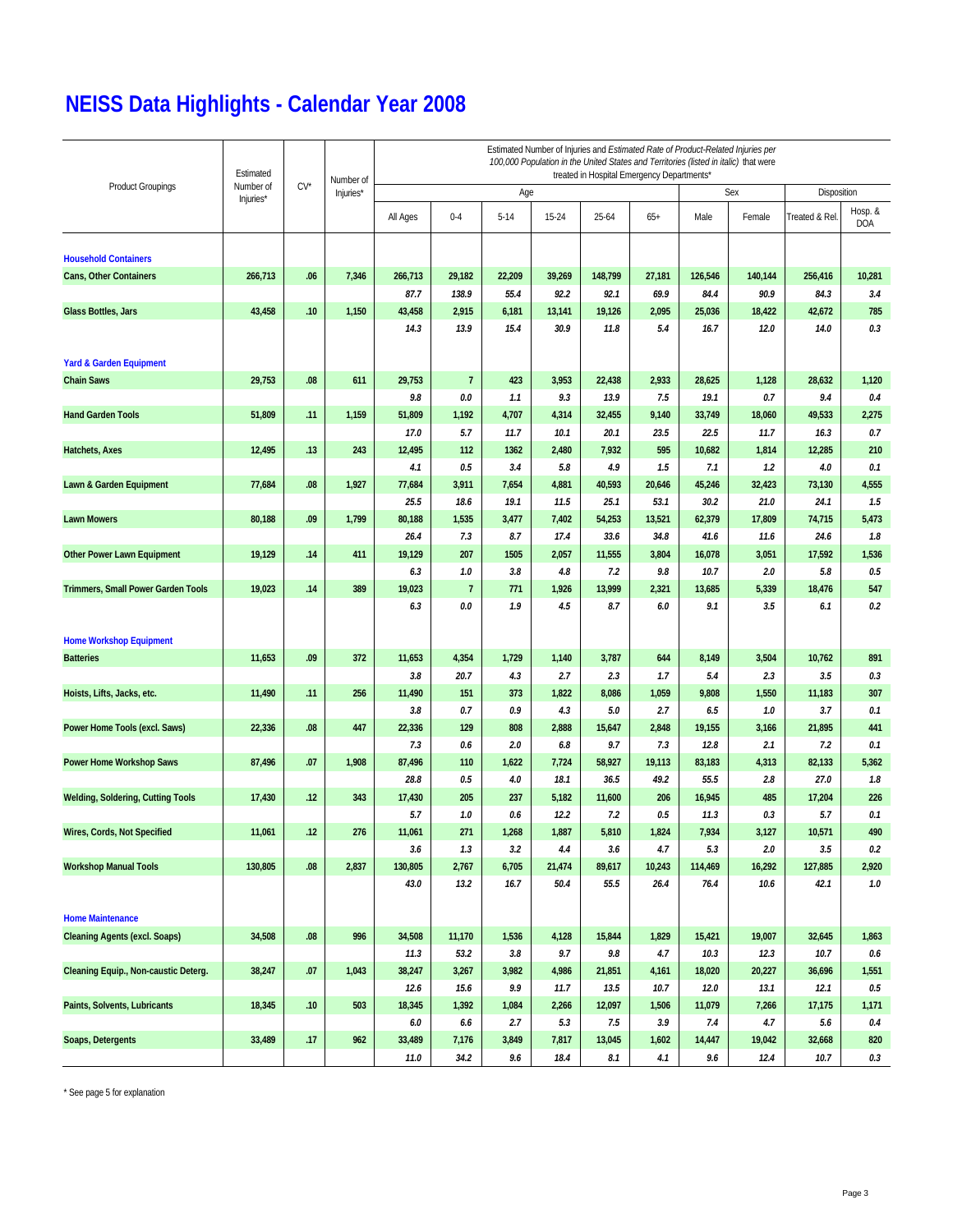# NEISS Data Highlights - Calendar Year 2008

| Product Groupings | Estimated Number of Injuries* | CV* | Number of Injuries* | Estimated Number of Injuries and *Estimated Rate of Product-Related Injuries per 100,000 Population in the United States and Territories (listed in italic)* that were treated in Hospital Emergency Departments* | | | | | | | | | |
|---|---|---|---|---|---|---|---|---|---|---|---|---|---|
| | | | | Age | | | | | | Sex | | Disposition | |
| | | | | All Ages | 0-4 | 5-14 | 15-24 | 25-64 | 65+ | Male | Female | Treated & Rel. | Hosp. & DOA |
| **Household Containers** | | | | | | | | | | | | | |
| **Cans, Other Containers** | **266,713** | **.06** | **7,346** | **266,713** | **29,182** | **22,209** | **39,269** | **148,799** | **27,181** | **126,546** | **140,144** | **256,416** | **10,281** |
| | | | | *87.7* | *138.9* | *55.4* | *92.2* | *92.1* | *69.9* | *84.4* | *90.9* | *84.3* | *3.4* |
| **Glass Bottles, Jars** | **43,458** | **.10** | **1,150** | **43,458** | **2,915** | **6,181** | **13,141** | **19,126** | **2,095** | **25,036** | **18,422** | **42,672** | **785** |
| | | | | *14.3* | *13.9* | *15.4* | *30.9* | *11.8* | *5.4* | *16.7* | *12.0* | *14.0* | *0.3* |
| **Yard & Garden Equipment** | | | | | | | | | | | | | |
| **Chain Saws** | **29,753** | **.08** | **611** | **29,753** | **7** | **423** | **3,953** | **22,438** | **2,933** | **28,625** | **1,128** | **28,632** | **1,120** |
| | | | | *9.8* | *0.0* | *1.1* | *9.3* | *13.9* | *7.5* | *19.1* | *0.7* | *9.4* | *0.4* |
| **Hand Garden Tools** | **51,809** | **.11** | **1,159** | **51,809** | **1,192** | **4,707** | **4,314** | **32,455** | **9,140** | **33,749** | **18,060** | **49,533** | **2,275** |
| | | | | *17.0* | *5.7* | *11.7* | *10.1* | *20.1* | *23.5* | *22.5* | *11.7* | *16.3* | *0.7* |
| **Hatchets, Axes** | **12,495** | **.13** | **243** | **12,495** | **112** | **1362** | **2,480** | **7,932** | **595** | **10,682** | **1,814** | **12,285** | **210** |
| | | | | *4.1* | *0.5* | *3.4* | *5.8* | *4.9* | *1.5* | *7.1* | *1.2* | *4.0* | *0.1* |
| **Lawn & Garden Equipment** | **77,684** | **.08** | **1,927** | **77,684** | **3,911** | **7,654** | **4,881** | **40,593** | **20,646** | **45,246** | **32,423** | **73,130** | **4,555** |
| | | | | *25.5* | *18.6* | *19.1* | *11.5* | *25.1* | *53.1* | *30.2* | *21.0* | *24.1* | *1.5* |
| **Lawn Mowers** | **80,188** | **.09** | **1,799** | **80,188** | **1,535** | **3,477** | **7,402** | **54,253** | **13,521** | **62,379** | **17,809** | **74,715** | **5,473** |
| | | | | *26.4* | *7.3* | *8.7* | *17.4* | *33.6* | *34.8* | *41.6* | *11.6* | *24.6* | *1.8* |
| **Other Power Lawn Equipment** | **19,129** | **.14** | **411** | **19,129** | **207** | **1505** | **2,057** | **11,555** | **3,804** | **16,078** | **3,051** | **17,592** | **1,536** |
| | | | | *6.3* | *1.0* | *3.8* | *4.8* | *7.2* | *9.8* | *10.7* | *2.0* | *5.8* | *0.5* |
| **Trimmers, Small Power Garden Tools** | **19,023** | **.14** | **389** | **19,023** | **7** | **771** | **1,926** | **13,999** | **2,321** | **13,685** | **5,339** | **18,476** | **547** |
| | | | | *6.3* | *0.0* | *1.9* | *4.5* | *8.7* | *6.0* | *9.1* | *3.5* | *6.1* | *0.2* |
| **Home Workshop Equipment** | | | | | | | | | | | | | |
| **Batteries** | **11,653** | **.09** | **372** | **11,653** | **4,354** | **1,729** | **1,140** | **3,787** | **644** | **8,149** | **3,504** | **10,762** | **891** |
| | | | | *3.8* | *20.7* | *4.3* | *2.7* | *2.3* | *1.7* | *5.4* | *2.3* | *3.5* | *0.3* |
| **Hoists, Lifts, Jacks, etc.** | **11,490** | **.11** | **256** | **11,490** | **151** | **373** | **1,822** | **8,086** | **1,059** | **9,808** | **1,550** | **11,183** | **307** |
| | | | | *3.8* | *0.7* | *0.9* | *4.3* | *5.0* | *2.7* | *6.5* | *1.0* | *3.7* | *0.1* |
| **Power Home Tools (excl. Saws)** | **22,336** | **.08** | **447** | **22,336** | **129** | **808** | **2,888** | **15,647** | **2,848** | **19,155** | **3,166** | **21,895** | **441** |
| | | | | *7.3* | *0.6* | *2.0* | *6.8* | *9.7* | *7.3* | *12.8* | *2.1* | *7.2* | *0.1* |
| **Power Home Workshop Saws** | **87,496** | **.07** | **1,908** | **87,496** | **110** | **1,622** | **7,724** | **58,927** | **19,113** | **83,183** | **4,313** | **82,133** | **5,362** |
| | | | | *28.8* | *0.5* | *4.0* | *18.1* | *36.5* | *49.2* | *55.5* | *2.8* | *27.0* | *1.8* |
| **Welding, Soldering, Cutting Tools** | **17,430** | **.12** | **343** | **17,430** | **205** | **237** | **5,182** | **11,600** | **206** | **16,945** | **485** | **17,204** | **226** |
| | | | | *5.7* | *1.0* | *0.6* | *12.2* | *7.2* | *0.5* | *11.3* | *0.3* | *5.7* | *0.1* |
| **Wires, Cords, Not Specified** | **11,061** | **.12** | **276** | **11,061** | **271** | **1,268** | **1,887** | **5,810** | **1,824** | **7,934** | **3,127** | **10,571** | **490** |
| | | | | *3.6* | *1.3* | *3.2* | *4.4* | *3.6* | *4.7* | *5.3* | *2.0* | *3.5* | *0.2* |
| **Workshop Manual Tools** | **130,805** | **.08** | **2,837** | **130,805** | **2,767** | **6,705** | **21,474** | **89,617** | **10,243** | **114,469** | **16,292** | **127,885** | **2,920** |
| | | | | *43.0* | *13.2* | *16.7* | *50.4* | *55.5* | *26.4* | *76.4* | *10.6* | *42.1* | *1.0* |
| **Home Maintenance** | | | | | | | | | | | | | |
| **Cleaning Agents (excl. Soaps)** | **34,508** | **.08** | **996** | **34,508** | **11,170** | **1,536** | **4,128** | **15,844** | **1,829** | **15,421** | **19,007** | **32,645** | **1,863** |
| | | | | *11.3* | *53.2* | *3.8* | *9.7* | *9.8* | *4.7* | *10.3* | *12.3* | *10.7* | *0.6* |
| **Cleaning Equip., Non-caustic Deterg.** | **38,247** | **.07** | **1,043** | **38,247** | **3,267** | **3,982** | **4,986** | **21,851** | **4,161** | **18,020** | **20,227** | **36,696** | **1,551** |
| | | | | *12.6* | *15.6* | *9.9* | *11.7* | *13.5* | *10.7* | *12.0* | *13.1* | *12.1* | *0.5* |
| **Paints, Solvents, Lubricants** | **18,345** | **.10** | **503** | **18,345** | **1,392** | **1,084** | **2,266** | **12,097** | **1,506** | **11,079** | **7,266** | **17,175** | **1,171** |
| | | | | *6.0* | *6.6* | *2.7* | *5.3* | *7.5* | *3.9* | *7.4* | *4.7* | *5.6* | *0.4* |
| **Soaps, Detergents** | **33,489** | **.17** | **962** | **33,489** | **7,176** | **3,849** | **7,817** | **13,045** | **1,602** | **14,447** | **19,042** | **32,668** | **820** |
| | | | | *11.0* | *34.2* | *9.6* | *18.4* | *8.1* | *4.1* | *9.6* | *12.4* | *10.7* | *0.3* |

* See page 5 for explanation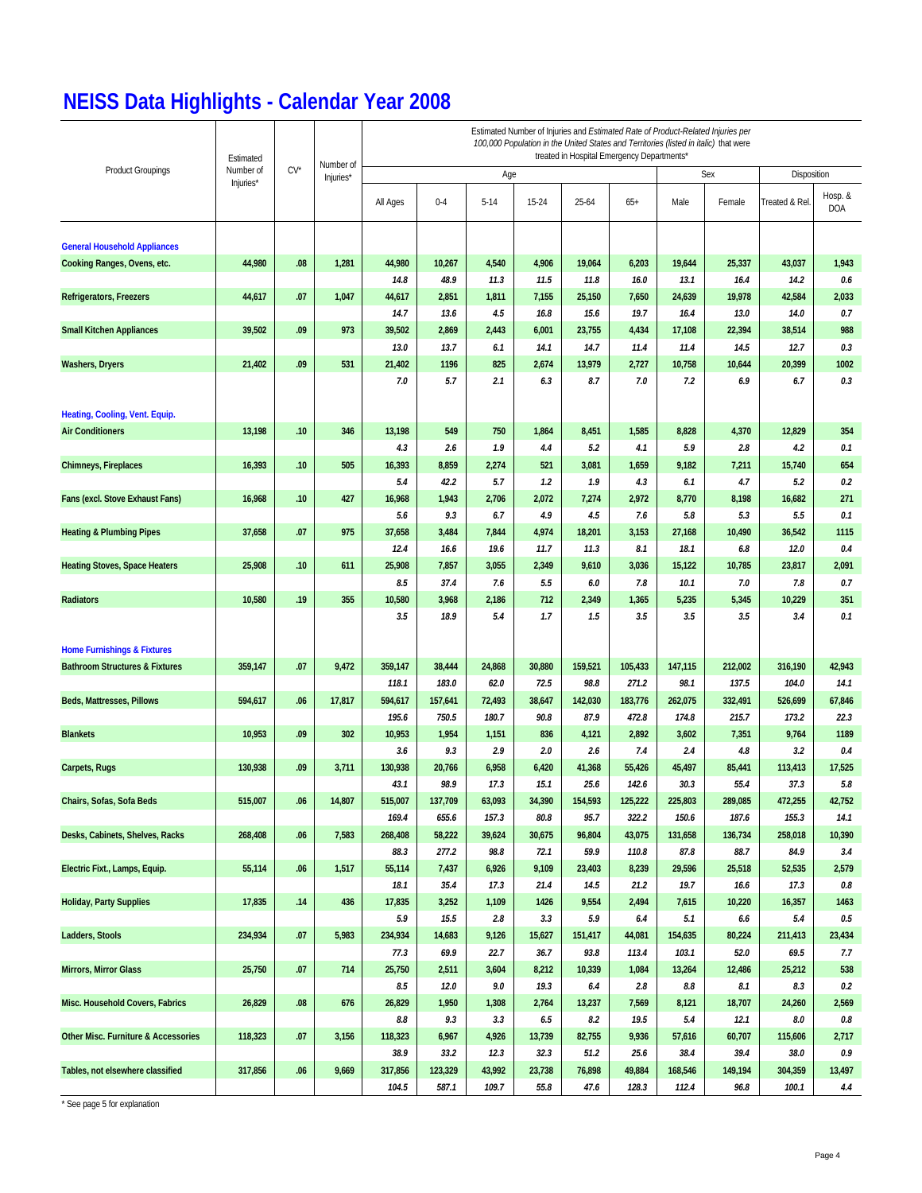# NEISS Data Highlights - Calendar Year 2008

| Product Groupings | Estimated Number of Injuries* | CV* | Number of Injuries* | Estimated Number of Injuries and *Estimated Rate of Product-Related Injuries per 100,000 Population in the United States and Territories (listed in italic)* that were treated in Hospital Emergency Departments* | | | | | | | | | |
|---|---|---|---|---|---|---|---|---|---|---|---|---|---|
| | | | | Age | | | | | | Sex | | Disposition | |
| | | | | All Ages | 0-4 | 5-14 | 15-24 | 25-64 | 65+ | Male | Female | Treated & Rel. | Hosp. & DOA |
| **General Household Appliances** | | | | | | | | | | | | | |
| **Cooking Ranges, Ovens, etc.** | 44,980 | .08 | 1,281 | 44,980 | 10,267 | 4,540 | 4,906 | 19,064 | 6,203 | 19,644 | 25,337 | 43,037 | 1,943 |
| | | | | *14.8* | *48.9* | *11.3* | *11.5* | *11.8* | *16.0* | *13.1* | *16.4* | *14.2* | *0.6* |
| **Refrigerators, Freezers** | 44,617 | .07 | 1,047 | 44,617 | 2,851 | 1,811 | 7,155 | 25,150 | 7,650 | 24,639 | 19,978 | 42,584 | 2,033 |
| | | | | *14.7* | *13.6* | *4.5* | *16.8* | *15.6* | *19.7* | *16.4* | *13.0* | *14.0* | *0.7* |
| **Small Kitchen Appliances** | 39,502 | .09 | 973 | 39,502 | 2,869 | 2,443 | 6,001 | 23,755 | 4,434 | 17,108 | 22,394 | 38,514 | 988 |
| | | | | *13.0* | *13.7* | *6.1* | *14.1* | *14.7* | *11.4* | *11.4* | *14.5* | *12.7* | *0.3* |
| **Washers, Dryers** | 21,402 | .09 | 531 | 21,402 | 1196 | 825 | 2,674 | 13,979 | 2,727 | 10,758 | 10,644 | 20,399 | 1002 |
| | | | | *7.0* | *5.7* | *2.1* | *6.3* | *8.7* | *7.0* | *7.2* | *6.9* | *6.7* | *0.3* |
| **Heating, Cooling, Vent. Equip.** | | | | | | | | | | | | | |
| **Air Conditioners** | 13,198 | .10 | 346 | 13,198 | 549 | 750 | 1,864 | 8,451 | 1,585 | 8,828 | 4,370 | 12,829 | 354 |
| | | | | *4.3* | *2.6* | *1.9* | *4.4* | *5.2* | *4.1* | *5.9* | *2.8* | *4.2* | *0.1* |
| **Chimneys, Fireplaces** | 16,393 | .10 | 505 | 16,393 | 8,859 | 2,274 | 521 | 3,081 | 1,659 | 9,182 | 7,211 | 15,740 | 654 |
| | | | | *5.4* | *42.2* | *5.7* | *1.2* | *1.9* | *4.3* | *6.1* | *4.7* | *5.2* | *0.2* |
| **Fans (excl. Stove Exhaust Fans)** | 16,968 | .10 | 427 | 16,968 | 1,943 | 2,706 | 2,072 | 7,274 | 2,972 | 8,770 | 8,198 | 16,682 | 271 |
| | | | | *5.6* | *9.3* | *6.7* | *4.9* | *4.5* | *7.6* | *5.8* | *5.3* | *5.5* | *0.1* |
| **Heating & Plumbing Pipes** | 37,658 | .07 | 975 | 37,658 | 3,484 | 7,844 | 4,974 | 18,201 | 3,153 | 27,168 | 10,490 | 36,542 | 1115 |
| | | | | *12.4* | *16.6* | *19.6* | *11.7* | *11.3* | *8.1* | *18.1* | *6.8* | *12.0* | *0.4* |
| **Heating Stoves, Space Heaters** | 25,908 | .10 | 611 | 25,908 | 7,857 | 3,055 | 2,349 | 9,610 | 3,036 | 15,122 | 10,785 | 23,817 | 2,091 |
| | | | | *8.5* | *37.4* | *7.6* | *5.5* | *6.0* | *7.8* | *10.1* | *7.0* | *7.8* | *0.7* |
| **Radiators** | 10,580 | .19 | 355 | 10,580 | 3,968 | 2,186 | 712 | 2,349 | 1,365 | 5,235 | 5,345 | 10,229 | 351 |
| | | | | *3.5* | *18.9* | *5.4* | *1.7* | *1.5* | *3.5* | *3.5* | *3.5* | *3.4* | *0.1* |
| **Home Furnishings & Fixtures** | | | | | | | | | | | | | |
| **Bathroom Structures & Fixtures** | 359,147 | .07 | 9,472 | 359,147 | 38,444 | 24,868 | 30,880 | 159,521 | 105,433 | 147,115 | 212,002 | 316,190 | 42,943 |
| | | | | *118.1* | *183.0* | *62.0* | *72.5* | *98.8* | *271.2* | *98.1* | *137.5* | *104.0* | *14.1* |
| **Beds, Mattresses, Pillows** | 594,617 | .06 | 17,817 | 594,617 | 157,641 | 72,493 | 38,647 | 142,030 | 183,776 | 262,075 | 332,491 | 526,699 | 67,846 |
| | | | | *195.6* | *750.5* | *180.7* | *90.8* | *87.9* | *472.8* | *174.8* | *215.7* | *173.2* | *22.3* |
| **Blankets** | 10,953 | .09 | 302 | 10,953 | 1,954 | 1,151 | 836 | 4,121 | 2,892 | 3,602 | 7,351 | 9,764 | 1189 |
| | | | | *3.6* | *9.3* | *2.9* | *2.0* | *2.6* | *7.4* | *2.4* | *4.8* | *3.2* | *0.4* |
| **Carpets, Rugs** | 130,938 | .09 | 3,711 | 130,938 | 20,766 | 6,958 | 6,420 | 41,368 | 55,426 | 45,497 | 85,441 | 113,413 | 17,525 |
| | | | | *43.1* | *98.9* | *17.3* | *15.1* | *25.6* | *142.6* | *30.3* | *55.4* | *37.3* | *5.8* |
| **Chairs, Sofas, Sofa Beds** | 515,007 | .06 | 14,807 | 515,007 | 137,709 | 63,093 | 34,390 | 154,593 | 125,222 | 225,803 | 289,085 | 472,255 | 42,752 |
| | | | | *169.4* | *655.6* | *157.3* | *80.8* | *95.7* | *322.2* | *150.6* | *187.6* | *155.3* | *14.1* |
| **Desks, Cabinets, Shelves, Racks** | 268,408 | .06 | 7,583 | 268,408 | 58,222 | 39,624 | 30,675 | 96,804 | 43,075 | 131,658 | 136,734 | 258,018 | 10,390 |
| | | | | *88.3* | *277.2* | *98.8* | *72.1* | *59.9* | *110.8* | *87.8* | *88.7* | *84.9* | *3.4* |
| **Electric Fixt., Lamps, Equip.** | 55,114 | .06 | 1,517 | 55,114 | 7,437 | 6,926 | 9,109 | 23,403 | 8,239 | 29,596 | 25,518 | 52,535 | 2,579 |
| | | | | *18.1* | *35.4* | *17.3* | *21.4* | *14.5* | *21.2* | *19.7* | *16.6* | *17.3* | *0.8* |
| **Holiday, Party Supplies** | 17,835 | .14 | 436 | 17,835 | 3,252 | 1,109 | 1426 | 9,554 | 2,494 | 7,615 | 10,220 | 16,357 | 1463 |
| | | | | *5.9* | *15.5* | *2.8* | *3.3* | *5.9* | *6.4* | *5.1* | *6.6* | *5.4* | *0.5* |
| **Ladders, Stools** | 234,934 | .07 | 5,983 | 234,934 | 14,683 | 9,126 | 15,627 | 151,417 | 44,081 | 154,635 | 80,224 | 211,413 | 23,434 |
| | | | | *77.3* | *69.9* | *22.7* | *36.7* | *93.8* | *113.4* | *103.1* | *52.0* | *69.5* | *7.7* |
| **Mirrors, Mirror Glass** | 25,750 | .07 | 714 | 25,750 | 2,511 | 3,604 | 8,212 | 10,339 | 1,084 | 13,264 | 12,486 | 25,212 | 538 |
| | | | | *8.5* | *12.0* | *9.0* | *19.3* | *6.4* | *2.8* | *8.8* | *8.1* | *8.3* | *0.2* |
| **Misc. Household Covers, Fabrics** | 26,829 | .08 | 676 | 26,829 | 1,950 | 1,308 | 2,764 | 13,237 | 7,569 | 8,121 | 18,707 | 24,260 | 2,569 |
| | | | | *8.8* | *9.3* | *3.3* | *6.5* | *8.2* | *19.5* | *5.4* | *12.1* | *8.0* | *0.8* |
| **Other Misc. Furniture & Accessories** | 118,323 | .07 | 3,156 | 118,323 | 6,967 | 4,926 | 13,739 | 82,755 | 9,936 | 57,616 | 60,707 | 115,606 | 2,717 |
| | | | | *38.9* | *33.2* | *12.3* | *32.3* | *51.2* | *25.6* | *38.4* | *39.4* | *38.0* | *0.9* |
| **Tables, not elsewhere classified** | 317,856 | .06 | 9,669 | 317,856 | 123,329 | 43,992 | 23,738 | 76,898 | 49,884 | 168,546 | 149,194 | 304,359 | 13,497 |
| | | | | *104.5* | *587.1* | *109.7* | *55.8* | *47.6* | *128.3* | *112.4* | *96.8* | *100.1* | *4.4* |

\* See page 5 for explanation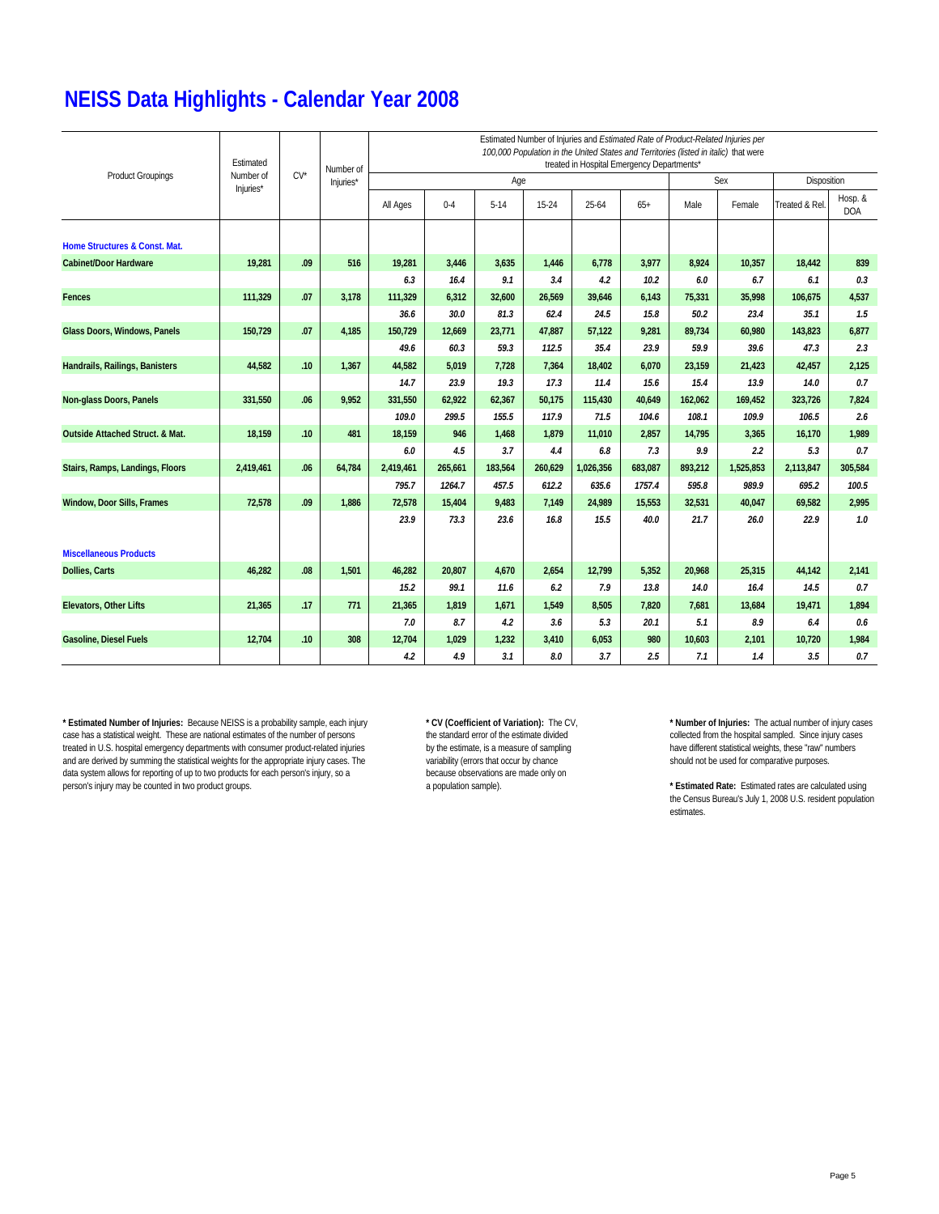# NEISS Data Highlights - Calendar Year 2008

| Product Groupings | Estimated Number of Injuries* | CV* | Number of Injuries* | Estimated Number of Injuries and *Estimated Rate of Product-Related Injuries per 100,000 Population in the United States and Territories (listed in italic)* that were treated in Hospital Emergency Departments* | | | | | | | | | |
|---|---|---|---|---|---|---|---|---|---|---|---|---|---|
| | | | | Age | | | | | | Sex | | Disposition | |
| | | | | All Ages | 0-4 | 5-14 | 15-24 | 25-64 | 65+ | Male | Female | Treated & Rel. | Hosp. & DOA |
| **Home Structures & Const. Mat.** | | | | | | | | | | | | | |
| **Cabinet/Door Hardware** | 19,281 | .09 | 516 | 19,281 | 3,446 | 3,635 | 1,446 | 6,778 | 3,977 | 8,924 | 10,357 | 18,442 | 839 |
| | | | | *6.3* | *16.4* | *9.1* | *3.4* | *4.2* | *10.2* | *6.0* | *6.7* | *6.1* | *0.3* |
| **Fences** | 111,329 | .07 | 3,178 | 111,329 | 6,312 | 32,600 | 26,569 | 39,646 | 6,143 | 75,331 | 35,998 | 106,675 | 4,537 |
| | | | | *36.6* | *30.0* | *81.3* | *62.4* | *24.5* | *15.8* | *50.2* | *23.4* | *35.1* | *1.5* |
| **Glass Doors, Windows, Panels** | 150,729 | .07 | 4,185 | 150,729 | 12,669 | 23,771 | 47,887 | 57,122 | 9,281 | 89,734 | 60,980 | 143,823 | 6,877 |
| | | | | *49.6* | *60.3* | *59.3* | *112.5* | *35.4* | *23.9* | *59.9* | *39.6* | *47.3* | *2.3* |
| **Handrails, Railings, Banisters** | 44,582 | .10 | 1,367 | 44,582 | 5,019 | 7,728 | 7,364 | 18,402 | 6,070 | 23,159 | 21,423 | 42,457 | 2,125 |
| | | | | *14.7* | *23.9* | *19.3* | *17.3* | *11.4* | *15.6* | *15.4* | *13.9* | *14.0* | *0.7* |
| **Non-glass Doors, Panels** | 331,550 | .06 | 9,952 | 331,550 | 62,922 | 62,367 | 50,175 | 115,430 | 40,649 | 162,062 | 169,452 | 323,726 | 7,824 |
| | | | | *109.0* | *299.5* | *155.5* | *117.9* | *71.5* | *104.6* | *108.1* | *109.9* | *106.5* | *2.6* |
| **Outside Attached Struct. & Mat.** | 18,159 | .10 | 481 | 18,159 | 946 | 1,468 | 1,879 | 11,010 | 2,857 | 14,795 | 3,365 | 16,170 | 1,989 |
| | | | | *6.0* | *4.5* | *3.7* | *4.4* | *6.8* | *7.3* | *9.9* | *2.2* | *5.3* | *0.7* |
| **Stairs, Ramps, Landings, Floors** | 2,419,461 | .06 | 64,784 | 2,419,461 | 265,661 | 183,564 | 260,629 | 1,026,356 | 683,087 | 893,212 | 1,525,853 | 2,113,847 | 305,584 |
| | | | | *795.7* | *1264.7* | *457.5* | *612.2* | *635.6* | *1757.4* | *595.8* | *989.9* | *695.2* | *100.5* |
| **Window, Door Sills, Frames** | 72,578 | .09 | 1,886 | 72,578 | 15,404 | 9,483 | 7,149 | 24,989 | 15,553 | 32,531 | 40,047 | 69,582 | 2,995 |
| | | | | *23.9* | *73.3* | *23.6* | *16.8* | *15.5* | *40.0* | *21.7* | *26.0* | *22.9* | *1.0* |
| **Miscellaneous Products** | | | | | | | | | | | | | |
| **Dollies, Carts** | 46,282 | .08 | 1,501 | 46,282 | 20,807 | 4,670 | 2,654 | 12,799 | 5,352 | 20,968 | 25,315 | 44,142 | 2,141 |
| | | | | *15.2* | *99.1* | *11.6* | *6.2* | *7.9* | *13.8* | *14.0* | *16.4* | *14.5* | *0.7* |
| **Elevators, Other Lifts** | 21,365 | .17 | 771 | 21,365 | 1,819 | 1,671 | 1,549 | 8,505 | 7,820 | 7,681 | 13,684 | 19,471 | 1,894 |
| | | | | *7.0* | *8.7* | *4.2* | *3.6* | *5.3* | *20.1* | *5.1* | *8.9* | *6.4* | *0.6* |
| **Gasoline, Diesel Fuels** | 12,704 | .10 | 308 | 12,704 | 1,029 | 1,232 | 3,410 | 6,053 | 980 | 10,603 | 2,101 | 10,720 | 1,984 |
| | | | | *4.2* | *4.9* | *3.1* | *8.0* | *3.7* | *2.5* | *7.1* | *1.4* | *3.5* | *0.7* |

**\* Estimated Number of Injuries:** Because NEISS is a probability sample, each injury case has a statistical weight. These are national estimates of the number of persons treated in U.S. hospital emergency departments with consumer product-related injuries and are derived by summing the statistical weights for the appropriate injury cases. The data system allows for reporting of up to two products for each person's injury, so a person's injury may be counted in two product groups.

**\* CV (Coefficient of Variation):** The CV, the standard error of the estimate divided by the estimate, is a measure of sampling variability (errors that occur by chance because observations are made only on a population sample).

**\* Number of Injuries:** The actual number of injury cases collected from the hospital sampled. Since injury cases have different statistical weights, these "raw" numbers should not be used for comparative purposes.

**\* Estimated Rate:** Estimated rates are calculated using the Census Bureau's July 1, 2008 U.S. resident population estimates.